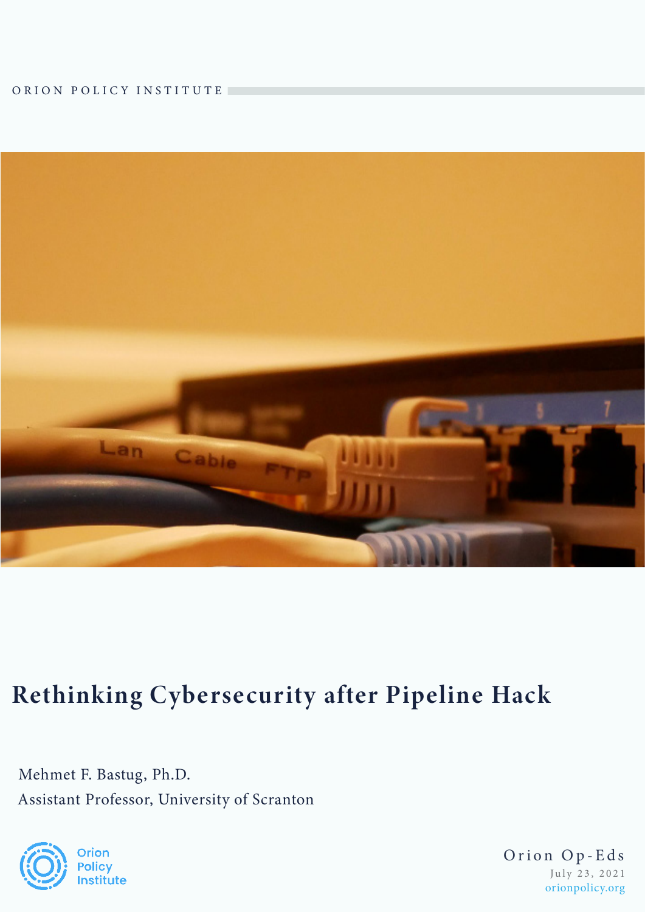ORION POLICY INSTITUTE

# Rethinking Cybersecurity after Pipeline Hack

Mehmet F. Bastug, Ph.D.

Assistant Professor, University of Scranton

Orion Policy Institute

Orion Op-Eds

July 23, 2021

orionpolicy.org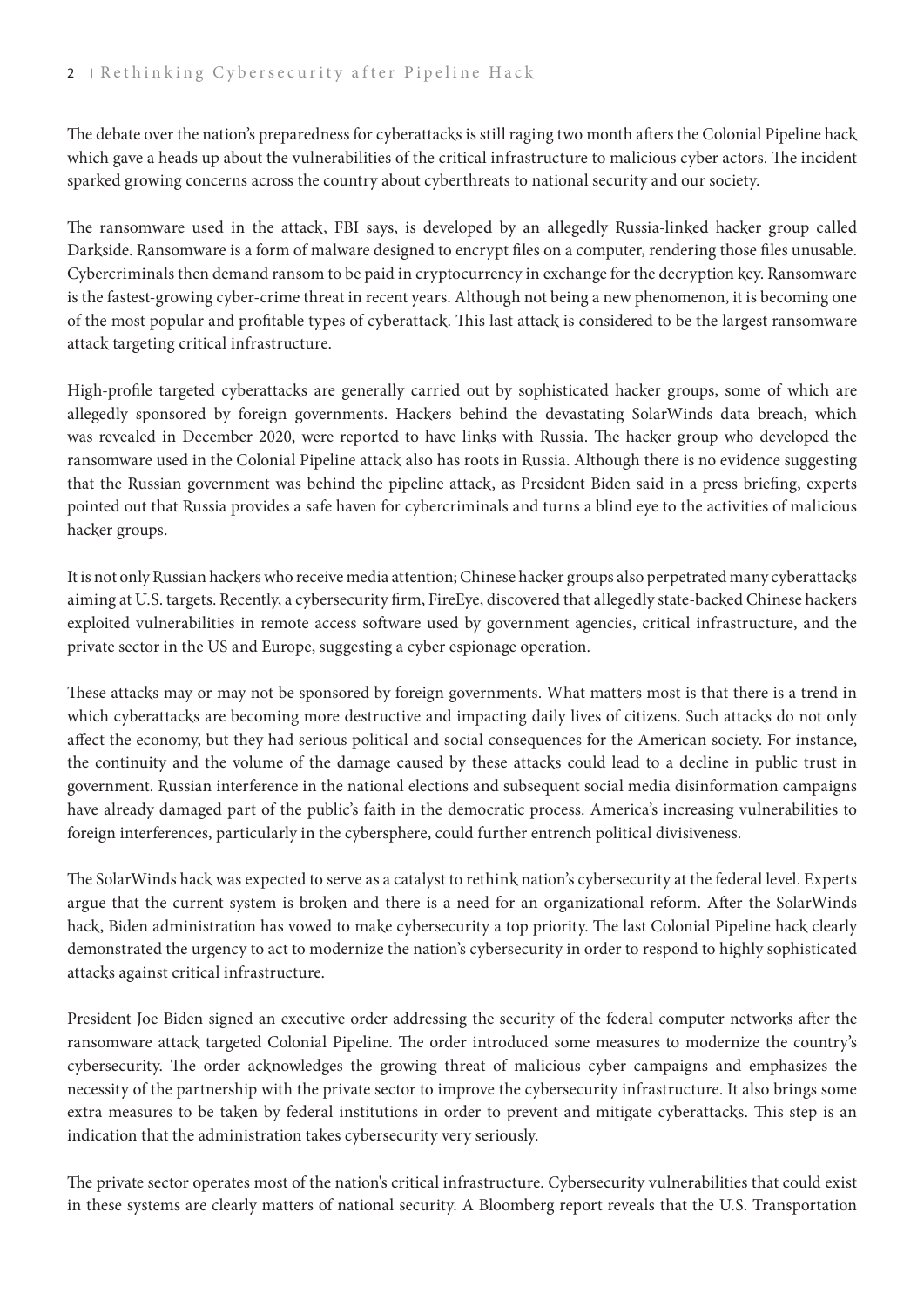The debate over the nation's preparedness for cyberattacks is still raging two month afters the Colonial Pipeline hack which gave a heads up about the vulnerabilities of the critical infrastructure to malicious cyber actors. The incident sparked growing concerns across the country about cyberthreats to national security and our society.

The ransomware used in the attack, FBI says, is developed by an allegedly Russia-linked hacker group called Darkside. Ransomware is a form of malware designed to encrypt files on a computer, rendering those files unusable. Cybercriminals then demand ransom to be paid in cryptocurrency in exchange for the decryption key. Ransomware is the fastest-growing cyber-crime threat in recent years. Although not being a new phenomenon, it is becoming one of the most popular and profitable types of cyberattack. This last attack is considered to be the largest ransomware attack targeting critical infrastructure.

High-profile targeted cyberattacks are generally carried out by sophisticated hacker groups, some of which are allegedly sponsored by foreign governments. Hackers behind the devastating SolarWinds data breach, which was revealed in December 2020, were reported to have links with Russia. The hacker group who developed the ransomware used in the Colonial Pipeline attack also has roots in Russia. Although there is no evidence suggesting that the Russian government was behind the pipeline attack, as President Biden said in a press briefing, experts pointed out that Russia provides a safe haven for cybercriminals and turns a blind eye to the activities of malicious hacker groups.

It is not only Russian hackers who receive media attention; Chinese hacker groups also perpetrated many cyberattacks aiming at U.S. targets. Recently, a cybersecurity firm, FireEye, discovered that allegedly state-backed Chinese hackers exploited vulnerabilities in remote access software used by government agencies, critical infrastructure, and the private sector in the US and Europe, suggesting a cyber espionage operation.

These attacks may or may not be sponsored by foreign governments. What matters most is that there is a trend in which cyberattacks are becoming more destructive and impacting daily lives of citizens. Such attacks do not only affect the economy, but they had serious political and social consequences for the American society. For instance, the continuity and the volume of the damage caused by these attacks could lead to a decline in public trust in government. Russian interference in the national elections and subsequent social media disinformation campaigns have already damaged part of the public's faith in the democratic process. America's increasing vulnerabilities to foreign interferences, particularly in the cybersphere, could further entrench political divisiveness.

The SolarWinds hack was expected to serve as a catalyst to rethink nation's cybersecurity at the federal level. Experts argue that the current system is broken and there is a need for an organizational reform. After the SolarWinds hack, Biden administration has vowed to make cybersecurity a top priority. The last Colonial Pipeline hack clearly demonstrated the urgency to act to modernize the nation's cybersecurity in order to respond to highly sophisticated attacks against critical infrastructure.

President Joe Biden signed an executive order addressing the security of the federal computer networks after the ransomware attack targeted Colonial Pipeline. The order introduced some measures to modernize the country's cybersecurity. The order acknowledges the growing threat of malicious cyber campaigns and emphasizes the necessity of the partnership with the private sector to improve the cybersecurity infrastructure. It also brings some extra measures to be taken by federal institutions in order to prevent and mitigate cyberattacks. This step is an indication that the administration takes cybersecurity very seriously.

The private sector operates most of the nation's critical infrastructure. Cybersecurity vulnerabilities that could exist in these systems are clearly matters of national security. A Bloomberg report reveals that the U.S. Transportation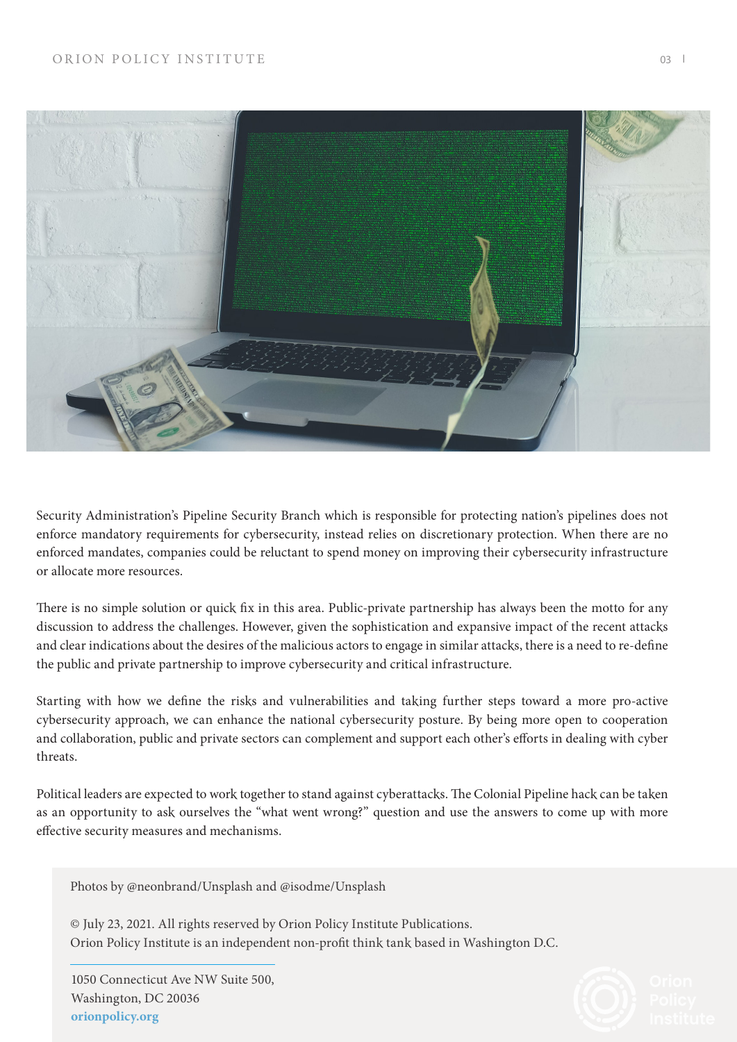Security Administration's Pipeline Security Branch which is responsible for protecting nation's pipelines does not enforce mandatory requirements for cybersecurity, instead relies on discretionary protection. When there are no enforced mandates, companies could be reluctant to spend money on improving their cybersecurity infrastructure or allocate more resources.

There is no simple solution or quick fix in this area. Public-private partnership has always been the motto for any discussion to address the challenges. However, given the sophistication and expansive impact of the recent attacks and clear indications about the desires of the malicious actors to engage in similar attacks, there is a need to re-define the public and private partnership to improve cybersecurity and critical infrastructure.

Starting with how we define the risks and vulnerabilities and taking further steps toward a more pro-active cybersecurity approach, we can enhance the national cybersecurity posture. By being more open to cooperation and collaboration, public and private sectors can complement and support each other's efforts in dealing with cyber threats.

Political leaders are expected to work together to stand against cyberattacks. The Colonial Pipeline hack can be taken as an opportunity to ask ourselves the "what went wrong?" question and use the answers to come up with more effective security measures and mechanisms.

Photos by @neonbrand/Unsplash and @isodme/Unsplash

© July 23, 2021. All rights reserved by Orion Policy Institute Publications.
Orion Policy Institute is an independent non-profit think tank based in Washington D.C.

1050 Connecticut Ave NW Suite 500,
Washington, DC 20036
**orionpolicy.org**